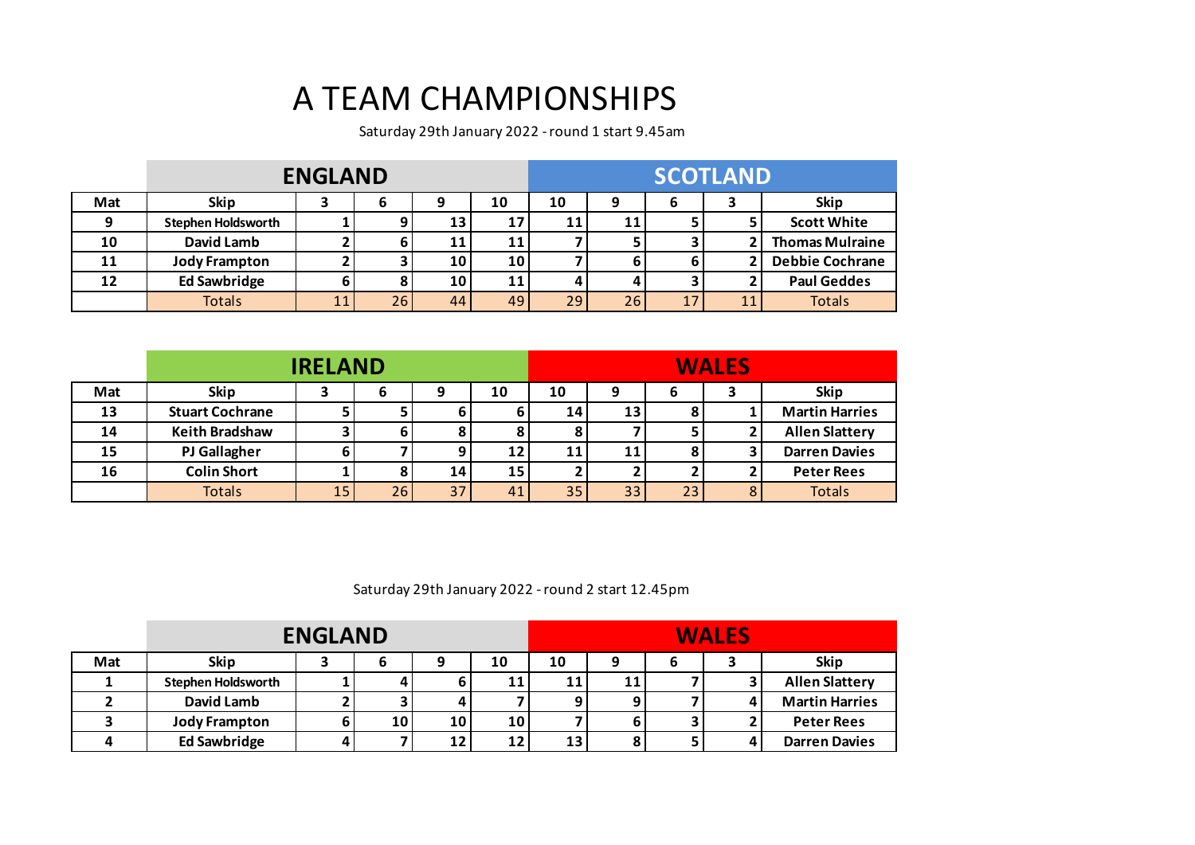# A TEAM CHAMPIONSHIPS

Saturday 29th January 2022 - round 1 start 9.45am

| | ENGLAND | | | | | SCOTLAND | | | | |
|---|---|---|---|---|---|---|---|---|---|---|
| **Mat** | **Skip** | **3** | **6** | **9** | **10** | **10** | **9** | **6** | **3** | **Skip** |
| **9** | **Stephen Holdsworth** | 1 | 9 | 13 | 17 | 11 | 11 | 5 | 5 | **Scott White** |
| **10** | **David Lamb** | 2 | 6 | 11 | 11 | 7 | 5 | 3 | 2 | **Thomas Mulraine** |
| **11** | **Jody Frampton** | 2 | 3 | 10 | 10 | 7 | 6 | 6 | 2 | **Debbie Cochrane** |
| **12** | **Ed Sawbridge** | 6 | 8 | 10 | 11 | 4 | 4 | 3 | 2 | **Paul Geddes** |
| | Totals | 11 | 26 | 44 | 49 | 29 | 26 | 17 | 11 | Totals |

| | IRELAND | | | | | WALES | | | | |
|---|---|---|---|---|---|---|---|---|---|---|
| **Mat** | **Skip** | **3** | **6** | **9** | **10** | **10** | **9** | **6** | **3** | **Skip** |
| **13** | **Stuart Cochrane** | 5 | 5 | 6 | 6 | 14 | 13 | 8 | 1 | **Martin Harries** |
| **14** | **Keith Bradshaw** | 3 | 6 | 8 | 8 | 8 | 7 | 5 | 2 | **Allen Slattery** |
| **15** | **PJ Gallagher** | 6 | 7 | 9 | 12 | 11 | 11 | 8 | 3 | **Darren Davies** |
| **16** | **Colin Short** | 1 | 8 | 14 | 15 | 2 | 2 | 2 | 2 | **Peter Rees** |
| | Totals | 15 | 26 | 37 | 41 | 35 | 33 | 23 | 8 | Totals |

Saturday 29th January 2022 - round 2 start 12.45pm

| | ENGLAND | | | | | WALES | | | | |
|---|---|---|---|---|---|---|---|---|---|---|
| **Mat** | **Skip** | **3** | **6** | **9** | **10** | **10** | **9** | **6** | **3** | **Skip** |
| **1** | **Stephen Holdsworth** | 1 | 4 | 6 | 11 | 11 | 11 | 7 | 3 | **Allen Slattery** |
| **2** | **David Lamb** | 2 | 3 | 4 | 7 | 9 | 9 | 7 | 4 | **Martin Harries** |
| **3** | **Jody Frampton** | 6 | 10 | 10 | 10 | 7 | 6 | 3 | 2 | **Peter Rees** |
| **4** | **Ed Sawbridge** | 4 | 7 | 12 | 12 | 13 | 8 | 5 | 4 | **Darren Davies** |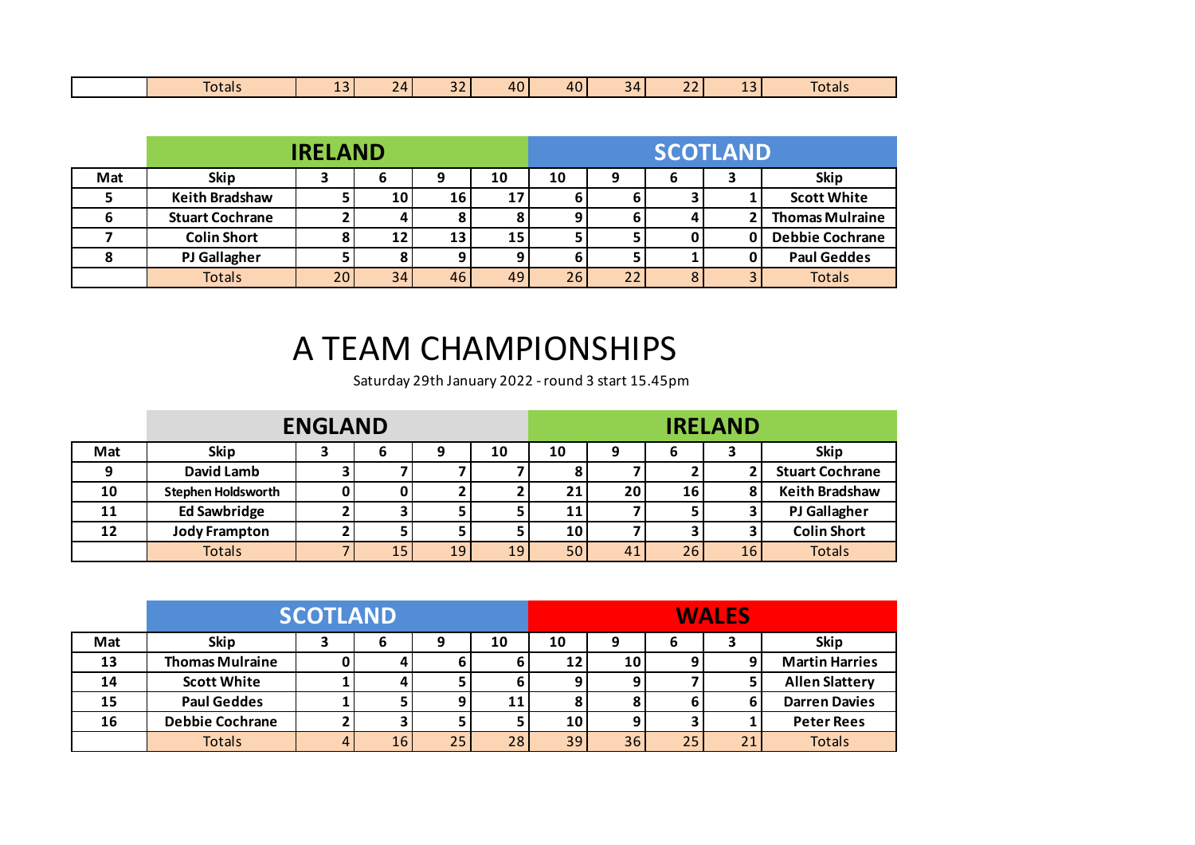| | Totals | 13 | 24 | 32 | 40 | 40 | 34 | 22 | 13 | Totals |
|---|---|---|---|---|---|---|---|---|---|---|

| | IRELAND | | | | | SCOTLAND | | | | |
|---|---|---|---|---|---|---|---|---|---|---|
| **Mat** | **Skip** | **3** | **6** | **9** | **10** | **10** | **9** | **6** | **3** | **Skip** |
| **5** | **Keith Bradshaw** | 5 | 10 | 16 | 17 | 6 | 6 | 3 | 1 | **Scott White** |
| **6** | **Stuart Cochrane** | 2 | 4 | 8 | 8 | 9 | 6 | 4 | 2 | **Thomas Mulraine** |
| **7** | **Colin Short** | 8 | 12 | 13 | 15 | 5 | 5 | 0 | 0 | **Debbie Cochrane** |
| **8** | **PJ Gallagher** | 5 | 8 | 9 | 9 | 6 | 5 | 1 | 0 | **Paul Geddes** |
| | Totals | 20 | 34 | 46 | 49 | 26 | 22 | 8 | 3 | Totals |

# A TEAM CHAMPIONSHIPS

Saturday 29th January 2022 - round 3 start 15.45pm

| | ENGLAND | | | | | IRELAND | | | | |
|---|---|---|---|---|---|---|---|---|---|---|
| **Mat** | **Skip** | **3** | **6** | **9** | **10** | **10** | **9** | **6** | **3** | **Skip** |
| **9** | **David Lamb** | 3 | 7 | 7 | 7 | 8 | 7 | 2 | 2 | **Stuart Cochrane** |
| **10** | **Stephen Holdsworth** | 0 | 0 | 2 | 2 | 21 | 20 | 16 | 8 | **Keith Bradshaw** |
| **11** | **Ed Sawbridge** | 2 | 3 | 5 | 5 | 11 | 7 | 5 | 3 | **PJ Gallagher** |
| **12** | **Jody Frampton** | 2 | 5 | 5 | 5 | 10 | 7 | 3 | 3 | **Colin Short** |
| | Totals | 7 | 15 | 19 | 19 | 50 | 41 | 26 | 16 | Totals |

| | SCOTLAND | | | | | WALES | | | | |
|---|---|---|---|---|---|---|---|---|---|---|
| **Mat** | **Skip** | **3** | **6** | **9** | **10** | **10** | **9** | **6** | **3** | **Skip** |
| **13** | **Thomas Mulraine** | 0 | 4 | 6 | 6 | 12 | 10 | 9 | 9 | **Martin Harries** |
| **14** | **Scott White** | 1 | 4 | 5 | 6 | 9 | 9 | 7 | 5 | **Allen Slattery** |
| **15** | **Paul Geddes** | 1 | 5 | 9 | 11 | 8 | 8 | 6 | 6 | **Darren Davies** |
| **16** | **Debbie Cochrane** | 2 | 3 | 5 | 5 | 10 | 9 | 3 | 1 | **Peter Rees** |
| | Totals | 4 | 16 | 25 | 28 | 39 | 36 | 25 | 21 | Totals |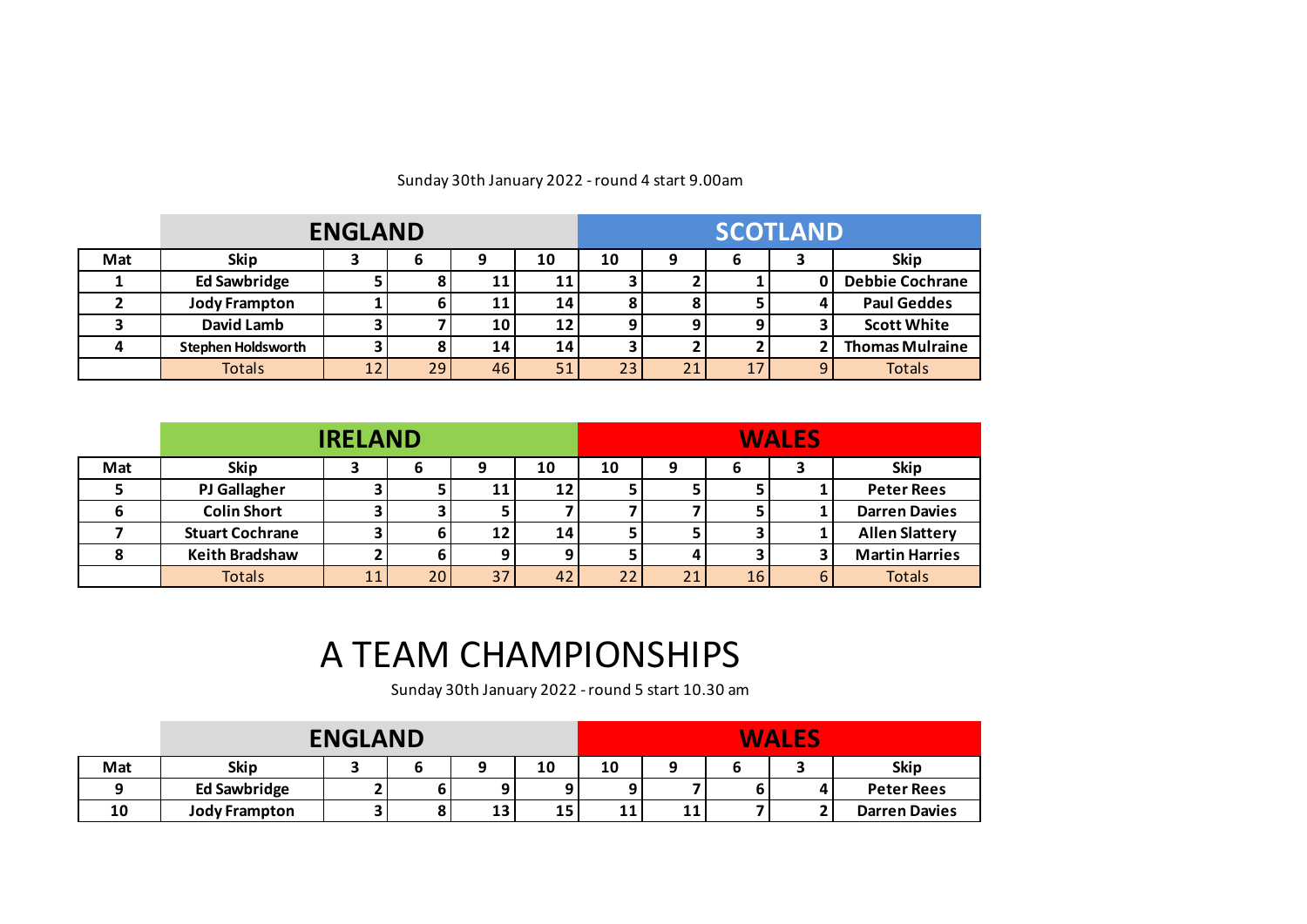Sunday 30th January 2022 - round 4 start 9.00am

| | ENGLAND | | | | | SCOTLAND | | | | |
|---|---|---|---|---|---|---|---|---|---|---|
| Mat | Skip | 3 | 6 | 9 | 10 | 10 | 9 | 6 | 3 | Skip |
| 1 | Ed Sawbridge | 5 | 8 | 11 | 11 | 3 | 2 | 1 | 0 | Debbie Cochrane |
| 2 | Jody Frampton | 1 | 6 | 11 | 14 | 8 | 8 | 5 | 4 | Paul Geddes |
| 3 | David Lamb | 3 | 7 | 10 | 12 | 9 | 9 | 9 | 3 | Scott White |
| 4 | Stephen Holdsworth | 3 | 8 | 14 | 14 | 3 | 2 | 2 | 2 | Thomas Mulraine |
| | Totals | 12 | 29 | 46 | 51 | 23 | 21 | 17 | 9 | Totals |

| | IRELAND | | | | | WALES | | | | |
|---|---|---|---|---|---|---|---|---|---|---|
| Mat | Skip | 3 | 6 | 9 | 10 | 10 | 9 | 6 | 3 | Skip |
| 5 | PJ Gallagher | 3 | 5 | 11 | 12 | 5 | 5 | 5 | 1 | Peter Rees |
| 6 | Colin Short | 3 | 3 | 5 | 7 | 7 | 7 | 5 | 1 | Darren Davies |
| 7 | Stuart Cochrane | 3 | 6 | 12 | 14 | 5 | 5 | 3 | 1 | Allen Slattery |
| 8 | Keith Bradshaw | 2 | 6 | 9 | 9 | 5 | 4 | 3 | 3 | Martin Harries |
| | Totals | 11 | 20 | 37 | 42 | 22 | 21 | 16 | 6 | Totals |

# A TEAM CHAMPIONSHIPS

Sunday 30th January 2022 - round 5 start 10.30 am

| | ENGLAND | | | | | WALES | | | | |
|---|---|---|---|---|---|---|---|---|---|---|
| Mat | Skip | 3 | 6 | 9 | 10 | 10 | 9 | 6 | 3 | Skip |
| 9 | Ed Sawbridge | 2 | 6 | 9 | 9 | 9 | 7 | 6 | 4 | Peter Rees |
| 10 | Jody Frampton | 3 | 8 | 13 | 15 | 11 | 11 | 7 | 2 | Darren Davies |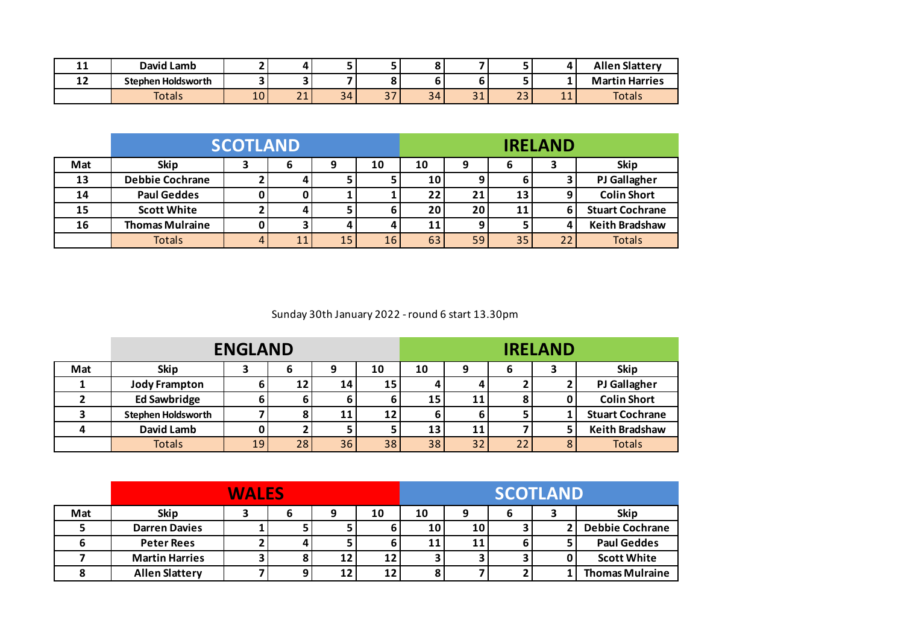| | | | | | | | | | |
|---|---|---|---|---|---|---|---|---|---|
| 11 | David Lamb | 2 | 4 | 5 | 5 | 8 | 7 | 5 | 4 | Allen Slattery |
| 12 | Stephen Holdsworth | 3 | 3 | 7 | 8 | 6 | 6 | 5 | 1 | Martin Harries |
| | Totals | 10 | 21 | 34 | 37 | 34 | 31 | 23 | 11 | Totals |

| | SCOTLAND | | | | | IRELAND | | | | |
|---|---|---|---|---|---|---|---|---|---|---|
| Mat | Skip | 3 | 6 | 9 | 10 | 10 | 9 | 6 | 3 | Skip |
| 13 | Debbie Cochrane | 2 | 4 | 5 | 5 | 10 | 9 | 6 | 3 | PJ Gallagher |
| 14 | Paul Geddes | 0 | 0 | 1 | 1 | 22 | 21 | 13 | 9 | Colin Short |
| 15 | Scott White | 2 | 4 | 5 | 6 | 20 | 20 | 11 | 6 | Stuart Cochrane |
| 16 | Thomas Mulraine | 0 | 3 | 4 | 4 | 11 | 9 | 5 | 4 | Keith Bradshaw |
| | Totals | 4 | 11 | 15 | 16 | 63 | 59 | 35 | 22 | Totals |

Sunday 30th January 2022 - round 6 start 13.30pm

| | ENGLAND | | | | | IRELAND | | | | |
|---|---|---|---|---|---|---|---|---|---|---|
| Mat | Skip | 3 | 6 | 9 | 10 | 10 | 9 | 6 | 3 | Skip |
| 1 | Jody Frampton | 6 | 12 | 14 | 15 | 4 | 4 | 2 | 2 | PJ Gallagher |
| 2 | Ed Sawbridge | 6 | 6 | 6 | 6 | 15 | 11 | 8 | 0 | Colin Short |
| 3 | Stephen Holdsworth | 7 | 8 | 11 | 12 | 6 | 6 | 5 | 1 | Stuart Cochrane |
| 4 | David Lamb | 0 | 2 | 5 | 5 | 13 | 11 | 7 | 5 | Keith Bradshaw |
| | Totals | 19 | 28 | 36 | 38 | 38 | 32 | 22 | 8 | Totals |

| | WALES | | | | | SCOTLAND | | | | |
|---|---|---|---|---|---|---|---|---|---|---|
| Mat | Skip | 3 | 6 | 9 | 10 | 10 | 9 | 6 | 3 | Skip |
| 5 | Darren Davies | 1 | 5 | 5 | 6 | 10 | 10 | 3 | 2 | Debbie Cochrane |
| 6 | Peter Rees | 2 | 4 | 5 | 6 | 11 | 11 | 6 | 5 | Paul Geddes |
| 7 | Martin Harries | 3 | 8 | 12 | 12 | 3 | 3 | 3 | 0 | Scott White |
| 8 | Allen Slattery | 7 | 9 | 12 | 12 | 8 | 7 | 2 | 1 | Thomas Mulraine |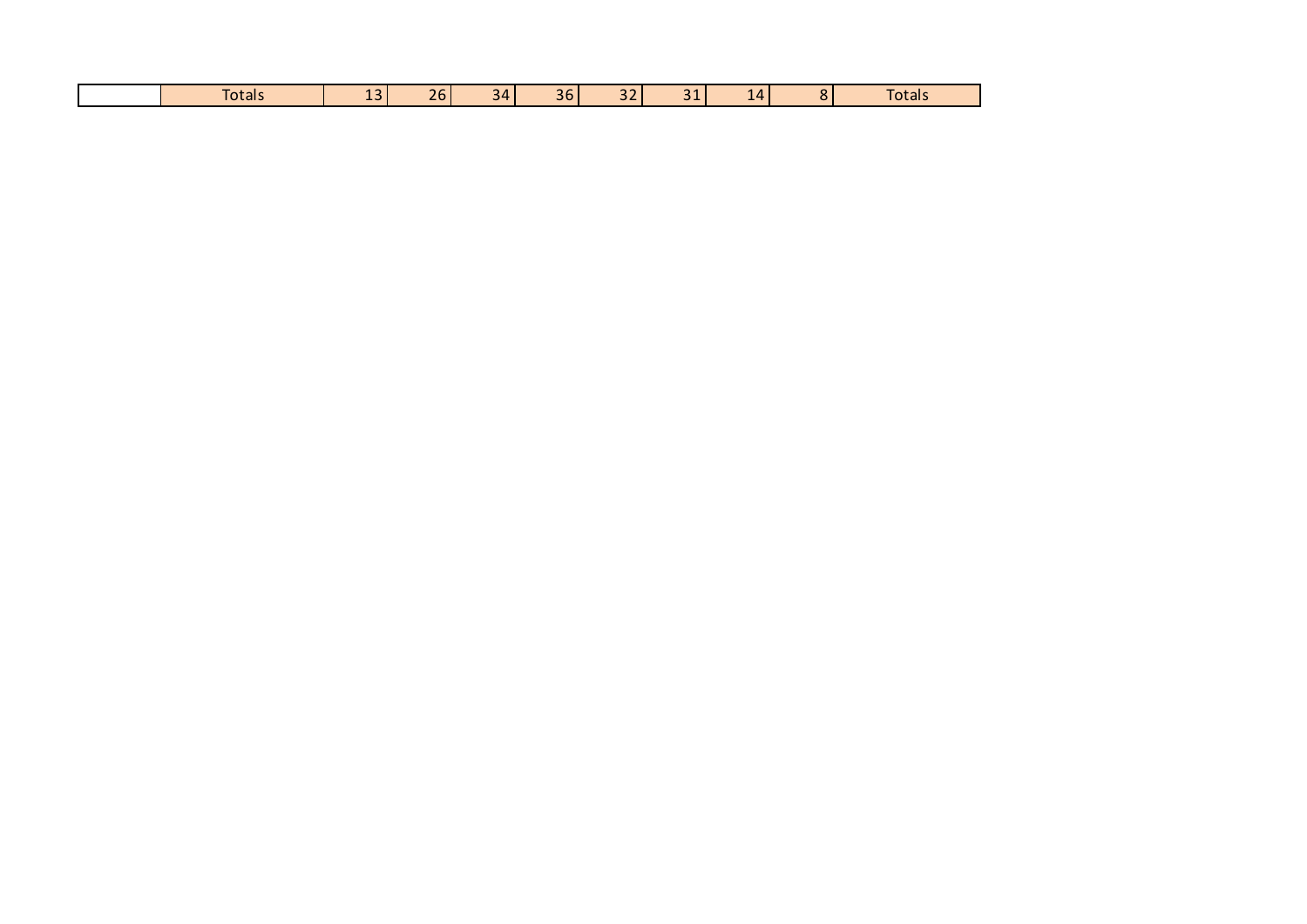| | | | | | | | | | | |
|---|---|---|---|---|---|---|---|---|---|---|
| | Totals | 13 | 26 | 34 | 36 | 32 | 31 | 14 | 8 | Totals |